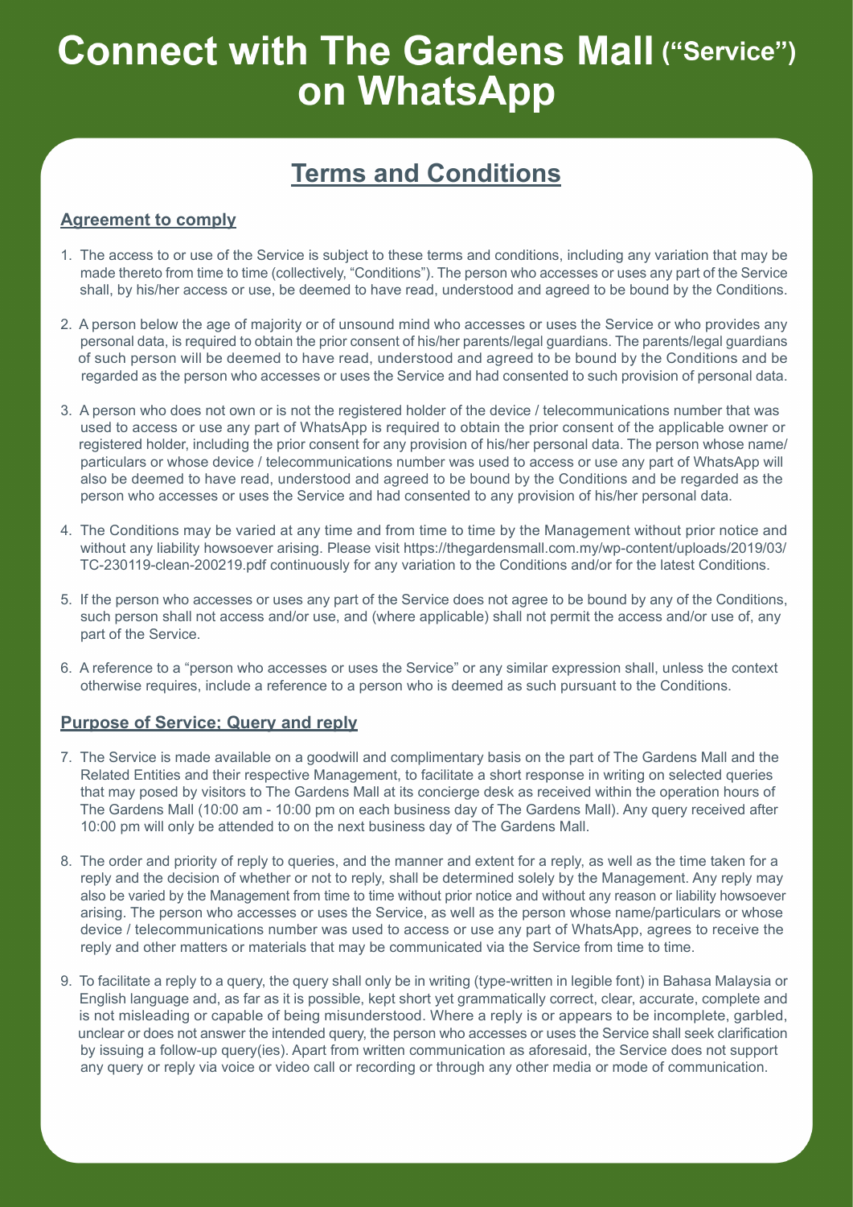# Connect with The Gardens Mall ("Service") on WhatsApp

## Terms and Conditions

### Agreement to comply

1. The access to or use of the Service is subject to these terms and conditions, including any variation that may be made thereto from time to time (collectively, "Conditions"). The person who accesses or uses any part of the Service shall, by his/her access or use, be deemed to have read, understood and agreed to be bound by the Conditions.

2. A person below the age of majority or of unsound mind who accesses or uses the Service or who provides any personal data, is required to obtain the prior consent of his/her parents/legal guardians. The parents/legal guardians of such person will be deemed to have read, understood and agreed to be bound by the Conditions and be regarded as the person who accesses or uses the Service and had consented to such provision of personal data.

3. A person who does not own or is not the registered holder of the device / telecommunications number that was used to access or use any part of WhatsApp is required to obtain the prior consent of the applicable owner or registered holder, including the prior consent for any provision of his/her personal data. The person whose name/ particulars or whose device / telecommunications number was used to access or use any part of WhatsApp will also be deemed to have read, understood and agreed to be bound by the Conditions and be regarded as the person who accesses or uses the Service and had consented to any provision of his/her personal data.

4. The Conditions may be varied at any time and from time to time by the Management without prior notice and without any liability howsoever arising. Please visit https://thegardensmall.com.my/wp-content/uploads/2019/03/TC-230119-clean-200219.pdf continuously for any variation to the Conditions and/or for the latest Conditions.

5. If the person who accesses or uses any part of the Service does not agree to be bound by any of the Conditions, such person shall not access and/or use, and (where applicable) shall not permit the access and/or use of, any part of the Service.

6. A reference to a "person who accesses or uses the Service" or any similar expression shall, unless the context otherwise requires, include a reference to a person who is deemed as such pursuant to the Conditions.

### Purpose of Service; Query and reply

7. The Service is made available on a goodwill and complimentary basis on the part of The Gardens Mall and the Related Entities and their respective Management, to facilitate a short response in writing on selected queries that may posed by visitors to The Gardens Mall at its concierge desk as received within the operation hours of The Gardens Mall (10:00 am - 10:00 pm on each business day of The Gardens Mall). Any query received after 10:00 pm will only be attended to on the next business day of The Gardens Mall.

8. The order and priority of reply to queries, and the manner and extent for a reply, as well as the time taken for a reply and the decision of whether or not to reply, shall be determined solely by the Management. Any reply may also be varied by the Management from time to time without prior notice and without any reason or liability howsoever arising. The person who accesses or uses the Service, as well as the person whose name/particulars or whose device / telecommunications number was used to access or use any part of WhatsApp, agrees to receive the reply and other matters or materials that may be communicated via the Service from time to time.

9. To facilitate a reply to a query, the query shall only be in writing (type-written in legible font) in Bahasa Malaysia or English language and, as far as it is possible, kept short yet grammatically correct, clear, accurate, complete and is not misleading or capable of being misunderstood. Where a reply is or appears to be incomplete, garbled, unclear or does not answer the intended query, the person who accesses or uses the Service shall seek clarification by issuing a follow-up query(ies). Apart from written communication as aforesaid, the Service does not support any query or reply via voice or video call or recording or through any other media or mode of communication.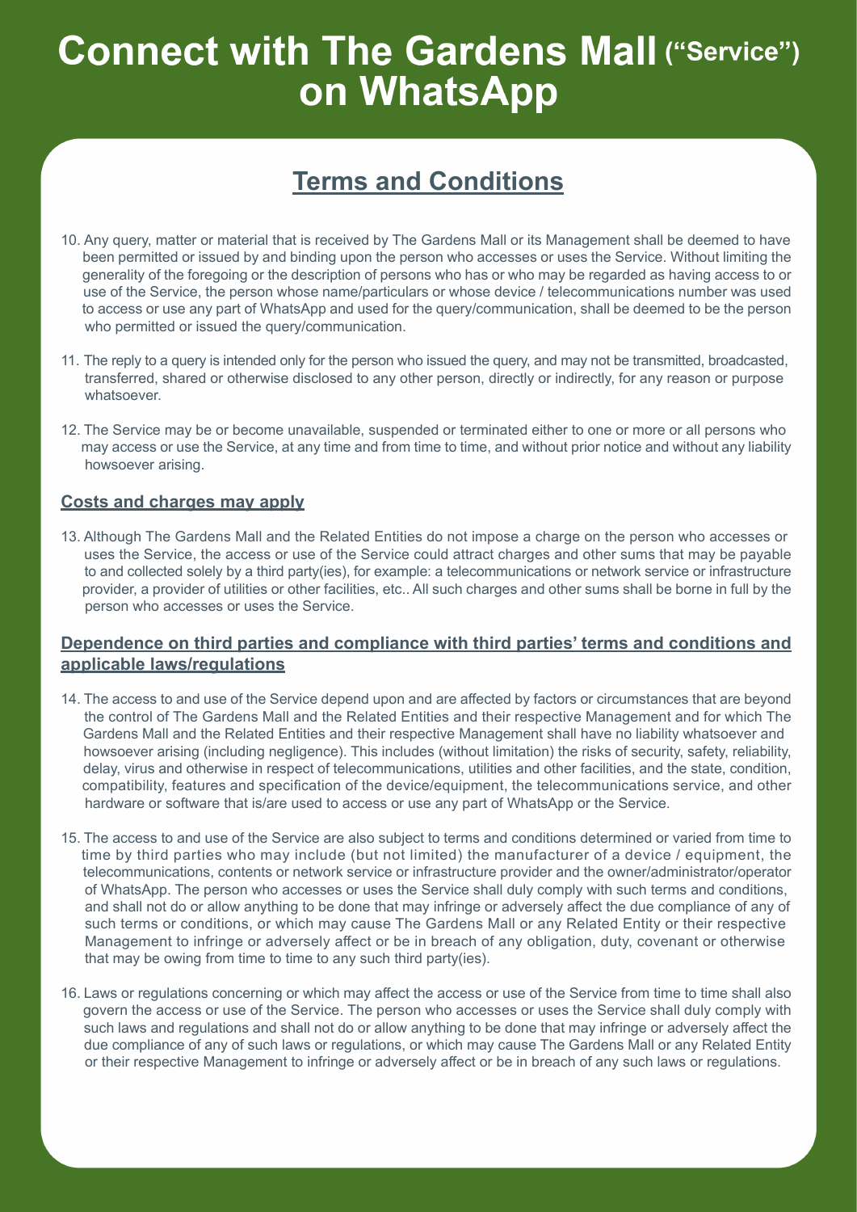# Connect with The Gardens Mall ("Service") on WhatsApp

## Terms and Conditions

10. Any query, matter or material that is received by The Gardens Mall or its Management shall be deemed to have been permitted or issued by and binding upon the person who accesses or uses the Service. Without limiting the generality of the foregoing or the description of persons who has or who may be regarded as having access to or use of the Service, the person whose name/particulars or whose device / telecommunications number was used to access or use any part of WhatsApp and used for the query/communication, shall be deemed to be the person who permitted or issued the query/communication.

11. The reply to a query is intended only for the person who issued the query, and may not be transmitted, broadcasted, transferred, shared or otherwise disclosed to any other person, directly or indirectly, for any reason or purpose whatsoever.

12. The Service may be or become unavailable, suspended or terminated either to one or more or all persons who may access or use the Service, at any time and from time to time, and without prior notice and without any liability howsoever arising.

### Costs and charges may apply

13. Although The Gardens Mall and the Related Entities do not impose a charge on the person who accesses or uses the Service, the access or use of the Service could attract charges and other sums that may be payable to and collected solely by a third party(ies), for example: a telecommunications or network service or infrastructure provider, a provider of utilities or other facilities, etc.. All such charges and other sums shall be borne in full by the person who accesses or uses the Service.

### Dependence on third parties and compliance with third parties' terms and conditions and applicable laws/regulations

14. The access to and use of the Service depend upon and are affected by factors or circumstances that are beyond the control of The Gardens Mall and the Related Entities and their respective Management and for which The Gardens Mall and the Related Entities and their respective Management shall have no liability whatsoever and howsoever arising (including negligence). This includes (without limitation) the risks of security, safety, reliability, delay, virus and otherwise in respect of telecommunications, utilities and other facilities, and the state, condition, compatibility, features and specification of the device/equipment, the telecommunications service, and other hardware or software that is/are used to access or use any part of WhatsApp or the Service.

15. The access to and use of the Service are also subject to terms and conditions determined or varied from time to time by third parties who may include (but not limited) the manufacturer of a device / equipment, the telecommunications, contents or network service or infrastructure provider and the owner/administrator/operator of WhatsApp. The person who accesses or uses the Service shall duly comply with such terms and conditions, and shall not do or allow anything to be done that may infringe or adversely affect the due compliance of any of such terms or conditions, or which may cause The Gardens Mall or any Related Entity or their respective Management to infringe or adversely affect or be in breach of any obligation, duty, covenant or otherwise that may be owing from time to time to any such third party(ies).

16. Laws or regulations concerning or which may affect the access or use of the Service from time to time shall also govern the access or use of the Service. The person who accesses or uses the Service shall duly comply with such laws and regulations and shall not do or allow anything to be done that may infringe or adversely affect the due compliance of any of such laws or regulations, or which may cause The Gardens Mall or any Related Entity or their respective Management to infringe or adversely affect or be in breach of any such laws or regulations.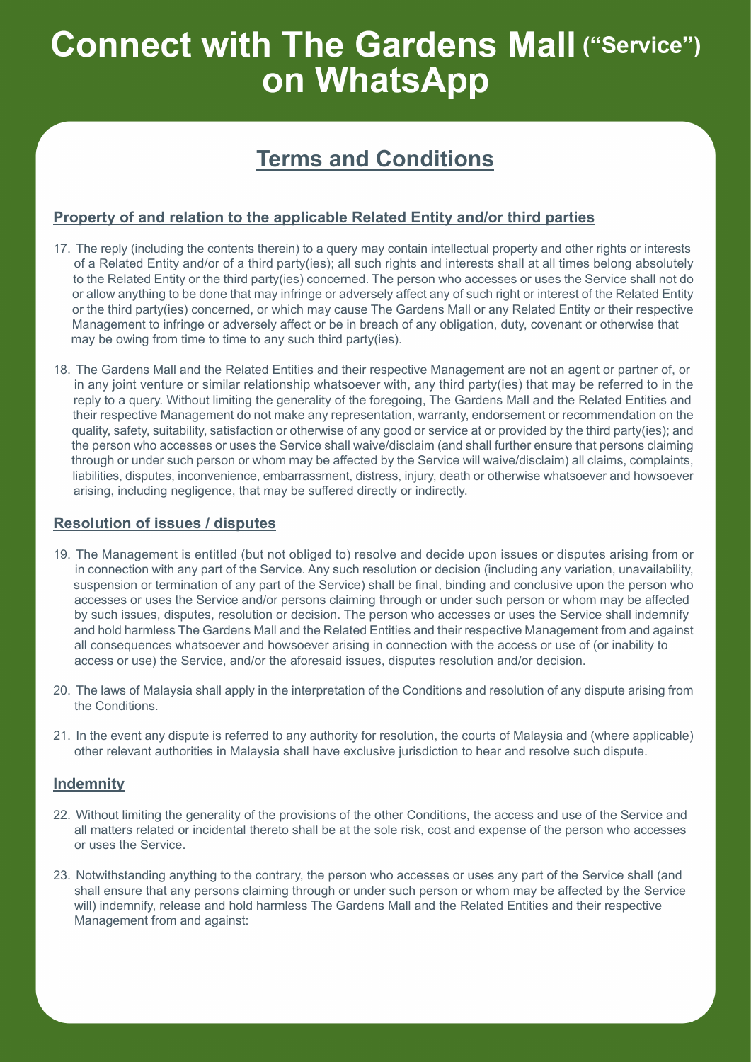# Connect with The Gardens Mall ("Service") on WhatsApp

## Terms and Conditions

### Property of and relation to the applicable Related Entity and/or third parties

17. The reply (including the contents therein) to a query may contain intellectual property and other rights or interests of a Related Entity and/or of a third party(ies); all such rights and interests shall at all times belong absolutely to the Related Entity or the third party(ies) concerned. The person who accesses or uses the Service shall not do or allow anything to be done that may infringe or adversely affect any of such right or interest of the Related Entity or the third party(ies) concerned, or which may cause The Gardens Mall or any Related Entity or their respective Management to infringe or adversely affect or be in breach of any obligation, duty, covenant or otherwise that may be owing from time to time to any such third party(ies).

18. The Gardens Mall and the Related Entities and their respective Management are not an agent or partner of, or in any joint venture or similar relationship whatsoever with, any third party(ies) that may be referred to in the reply to a query. Without limiting the generality of the foregoing, The Gardens Mall and the Related Entities and their respective Management do not make any representation, warranty, endorsement or recommendation on the quality, safety, suitability, satisfaction or otherwise of any good or service at or provided by the third party(ies); and the person who accesses or uses the Service shall waive/disclaim (and shall further ensure that persons claiming through or under such person or whom may be affected by the Service will waive/disclaim) all claims, complaints, liabilities, disputes, inconvenience, embarrassment, distress, injury, death or otherwise whatsoever and howsoever arising, including negligence, that may be suffered directly or indirectly.

### Resolution of issues / disputes

19. The Management is entitled (but not obliged to) resolve and decide upon issues or disputes arising from or in connection with any part of the Service. Any such resolution or decision (including any variation, unavailability, suspension or termination of any part of the Service) shall be final, binding and conclusive upon the person who accesses or uses the Service and/or persons claiming through or under such person or whom may be affected by such issues, disputes, resolution or decision. The person who accesses or uses the Service shall indemnify and hold harmless The Gardens Mall and the Related Entities and their respective Management from and against all consequences whatsoever and howsoever arising in connection with the access or use of (or inability to access or use) the Service, and/or the aforesaid issues, disputes resolution and/or decision.

20. The laws of Malaysia shall apply in the interpretation of the Conditions and resolution of any dispute arising from the Conditions.

21. In the event any dispute is referred to any authority for resolution, the courts of Malaysia and (where applicable) other relevant authorities in Malaysia shall have exclusive jurisdiction to hear and resolve such dispute.

### Indemnity

22. Without limiting the generality of the provisions of the other Conditions, the access and use of the Service and all matters related or incidental thereto shall be at the sole risk, cost and expense of the person who accesses or uses the Service.

23. Notwithstanding anything to the contrary, the person who accesses or uses any part of the Service shall (and shall ensure that any persons claiming through or under such person or whom may be affected by the Service will) indemnify, release and hold harmless The Gardens Mall and the Related Entities and their respective Management from and against: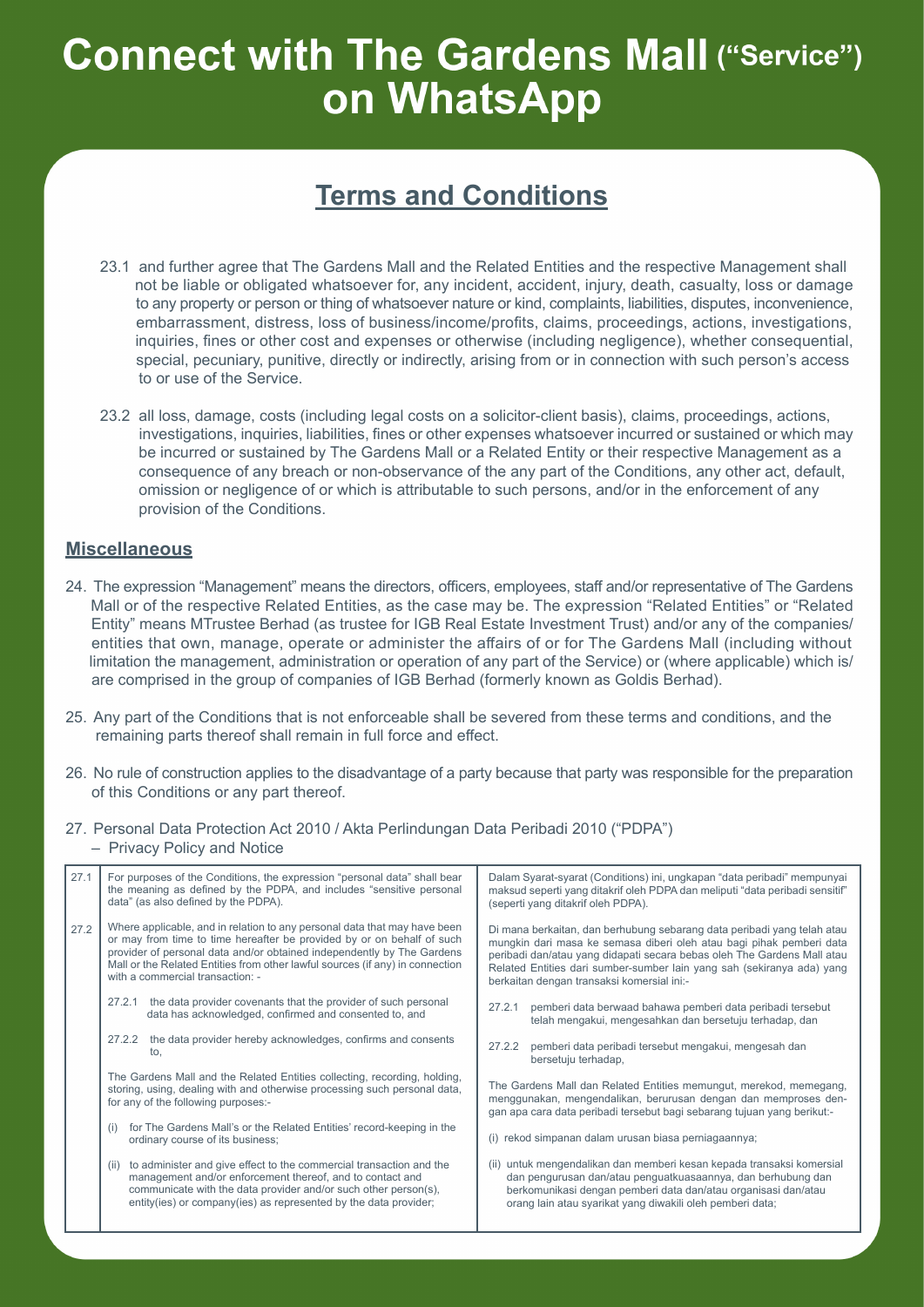# Connect with The Gardens Mall ("Service") on WhatsApp

## Terms and Conditions

23.1 and further agree that The Gardens Mall and the Related Entities and the respective Management shall not be liable or obligated whatsoever for, any incident, accident, injury, death, casualty, loss or damage to any property or person or thing of whatsoever nature or kind, complaints, liabilities, disputes, inconvenience, embarrassment, distress, loss of business/income/profits, claims, proceedings, actions, investigations, inquiries, fines or other cost and expenses or otherwise (including negligence), whether consequential, special, pecuniary, punitive, directly or indirectly, arising from or in connection with such person's access to or use of the Service.

23.2 all loss, damage, costs (including legal costs on a solicitor-client basis), claims, proceedings, actions, investigations, inquiries, liabilities, fines or other expenses whatsoever incurred or sustained or which may be incurred or sustained by The Gardens Mall or a Related Entity or their respective Management as a consequence of any breach or non-observance of the any part of the Conditions, any other act, default, omission or negligence of or which is attributable to such persons, and/or in the enforcement of any provision of the Conditions.

### Miscellaneous

24. The expression "Management" means the directors, officers, employees, staff and/or representative of The Gardens Mall or of the respective Related Entities, as the case may be. The expression "Related Entities" or "Related Entity" means MTrustee Berhad (as trustee for IGB Real Estate Investment Trust) and/or any of the companies/ entities that own, manage, operate or administer the affairs of or for The Gardens Mall (including without limitation the management, administration or operation of any part of the Service) or (where applicable) which is/ are comprised in the group of companies of IGB Berhad (formerly known as Goldis Berhad).

25. Any part of the Conditions that is not enforceable shall be severed from these terms and conditions, and the remaining parts thereof shall remain in full force and effect.

26. No rule of construction applies to the disadvantage of a party because that party was responsible for the preparation of this Conditions or any part thereof.

27. Personal Data Protection Act 2010 / Akta Perlindungan Data Peribadi 2010 ("PDPA") – Privacy Policy and Notice

| | English | Bahasa Malaysia |
|---|---|---|
| 27.1 | For purposes of the Conditions, the expression "personal data" shall bear the meaning as defined by the PDPA, and includes "sensitive personal data" (as also defined by the PDPA). | Dalam Syarat-syarat (Conditions) ini, ungkapan "data peribadi" mempunyai maksud seperti yang ditakrif oleh PDPA dan meliputi "data peribadi sensitif" (seperti yang ditakrif oleh PDPA). |
| 27.2 | Where applicable, and in relation to any personal data that may have been or may from time to time hereafter be provided by or on behalf of such provider of personal data and/or obtained independently by The Gardens Mall or the Related Entities from other lawful sources (if any) in connection with a commercial transaction: -<br><br>27.2.1 the data provider covenants that the provider of such personal data has acknowledged, confirmed and consented to, and<br><br>27.2.2 the data provider hereby acknowledges, confirms and consents to,<br><br>The Gardens Mall and the Related Entities collecting, recording, holding, storing, using, dealing with and otherwise processing such personal data, for any of the following purposes:-<br><br>(i) for The Gardens Mall's or the Related Entities' record-keeping in the ordinary course of its business;<br><br>(ii) to administer and give effect to the commercial transaction and the management and/or enforcement thereof, and to contact and communicate with the data provider and/or such other person(s), entity(ies) or company(ies) as represented by the data provider; | Di mana berkaitan, dan berhubung sebarang data peribadi yang telah atau mungkin dari masa ke semasa diberi oleh atau bagi pihak pemberi data peribadi dan/atau yang didapati secara bebas oleh The Gardens Mall atau Related Entities dari sumber-sumber lain yang sah (sekiranya ada) yang berkaitan dengan transaksi komersial ini:-<br><br>27.2.1 pemberi data berwaad bahawa pemberi data peribadi tersebut telah mengakui, mengesahkan dan bersetuju terhadap, dan<br><br>27.2.2 pemberi data peribadi tersebut mengakui, mengesah dan bersetuju terhadap,<br><br>The Gardens Mall dan Related Entities memungut, merekod, memegang, menggunakan, mengendalikan, berurusan dengan dan memproses dengan apa cara data peribadi tersebut bagi sebarang tujuan yang berikut:-<br><br>(i) rekod simpanan dalam urusan biasa perniagaannya;<br><br>(ii) untuk mengendalikan dan memberi kesan kepada transaksi komersial dan pengurusan dan/atau penguatkuasaannya, dan berhubung dan berkomunikasi dengan pemberi data dan/atau organisasi dan/atau orang lain atau syarikat yang diwakili oleh pemberi data; |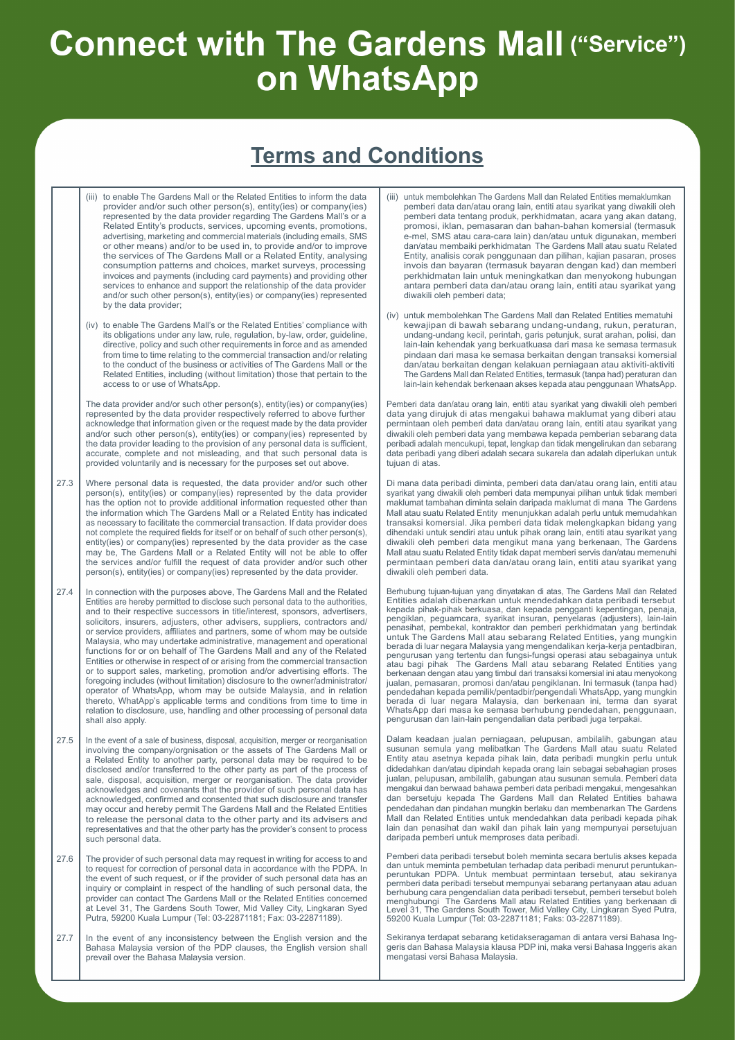# Connect with The Gardens Mall ("Service") on WhatsApp

## Terms and Conditions

(iii) to enable The Gardens Mall or the Related Entities to inform the data provider and/or such other person(s), entity(ies) or company(ies) represented by the data provider regarding The Gardens Mall's or a Related Entity's products, services, upcoming events, promotions, advertising, marketing and commercial materials (including emails, SMS or other means) and/or to be used in, to provide and/or to improve the services of The Gardens Mall or a Related Entity, analysing consumption patterns and choices, market surveys, processing invoices and payments (including card payments) and providing other services to enhance and support the relationship of the data provider and/or such other person(s), entity(ies) or company(ies) represented by the data provider;

(iv) to enable The Gardens Mall's or the Related Entities' compliance with its obligations under any law, rule, regulation, by-law, order, guideline, directive, policy and such other requirements in force and as amended from time to time relating to the commercial transaction and/or relating to the conduct of the business or activities of The Gardens Mall or the Related Entities, including (without limitation) those that pertain to the access to or use of WhatsApp.

The data provider and/or such other person(s), entity(ies) or company(ies) represented by the data provider respectively referred to above further acknowledge that information given or the request made by the data provider and/or such other person(s), entity(ies) or company(ies) represented by the data provider leading to the provision of any personal data is sufficient, accurate, complete and not misleading, and that such personal data is provided voluntarily and is necessary for the purposes set out above.

27.3 Where personal data is requested, the data provider and/or such other person(s), entity(ies) or company(ies) represented by the data provider has the option not to provide additional information requested other than the information which The Gardens Mall or a Related Entity has indicated as necessary to facilitate the commercial transaction. If data provider does not complete the required fields for itself or on behalf of such other person(s), entity(ies) or company(ies) represented by the data provider as the case may be, The Gardens Mall or a Related Entity will not be able to offer the services and/or fulfill the request of data provider and/or such other person(s), entity(ies) or company(ies) represented by the data provider.

27.4 In connection with the purposes above, The Gardens Mall and the Related Entities are hereby permitted to disclose such personal data to the authorities, and to their respective successors in title/interest, sponsors, advertisers, solicitors, insurers, adjusters, other advisers, suppliers, contractors and/or service providers, affiliates and partners, some of whom may be outside Malaysia, who may undertake administrative, management and operational functions for or on behalf of The Gardens Mall and any of the Related Entities or otherwise in respect of or arising from the commercial transaction or to support sales, marketing, promotion and/or advertising efforts. The foregoing includes (without limitation) disclosure to the owner/administrator/operator of WhatsApp, whom may be outside Malaysia, and in relation thereto, WhatsApp's applicable terms and conditions from time to time in relation to disclosure, use, handling and other processing of personal data shall also apply.

27.5 In the event of a sale of business, disposal, acquisition, merger or reorganisation involving the company/orgnisation or the assets of The Gardens Mall or a Related Entity to another party, personal data may be required to be disclosed and/or transferred to the other party as part of the process of sale, disposal, acquisition, merger or reorganisation. The data provider acknowledges and covenants that the provider of such personal data has acknowledged, confirmed and consented that such disclosure and transfer may occur and hereby permit The Gardens Mall and the Related Entities to release the personal data to the other party and its advisers and representatives and that the other party has the provider's consent to process such personal data.

27.6 The provider of such personal data may request in writing for access to and to request for correction of personal data in accordance with the PDPA. In the event of such request, or if the provider of such personal data has an inquiry or complaint in respect of the handling of such personal data, the provider can contact The Gardens Mall or the Related Entities concerned at Level 31, The Gardens South Tower, Mid Valley City, Lingkaran Syed Putra, 59200 Kuala Lumpur (Tel: 03-22871181; Fax: 03-22871189).

27.7 In the event of any inconsistency between the English version and the Bahasa Malaysia version of the PDP clauses, the English version shall prevail over the Bahasa Malaysia version.

(iii) untuk membolehkan The Gardens Mall dan Related Entities memaklumkan pemberi data dan/atau orang lain, entiti atau syarikat yang diwakili oleh pemberi data tentang produk, perkhidmatan, acara yang akan datang, promosi, iklan, pemasaran dan bahan-bahan komersial (termasuk e-mel, SMS atau cara-cara lain) dan/atau untuk digunakan, memberi dan/atau membaiki perkhidmatan The Gardens Mall atau suatu Related Entity, analisis corak penggunaan dan pilihan, kajian pasaran, proses invois dan bayaran (termasuk bayaran dengan kad) dan memberi perkhidmatan lain untuk meningkatkan dan menyokong hubungan antara pemberi data dan/atau orang lain, entiti atau syarikat yang diwakili oleh pemberi data;

(iv) untuk membolehkan The Gardens Mall dan Related Entities mematuhi kewajipan di bawah sebarang undang-undang, rukun, peraturan, undang-undang kecil, perintah, garis petunjuk, surat arahan, polisi, dan lain-lain kehendak yang berkuatkuasa dari masa ke semasa termasuk pindaan dari masa ke semasa berkaitan dengan transaksi komersial dan/atau berkaitan dengan kelakuan perniagaan atau aktiviti-aktiviti The Gardens Mall dan Related Entities, termasuk (tanpa had) peraturan dan lain-lain kehendak berkenaan akses kepada atau penggunaan WhatsApp.

Pemberi data dan/atau orang lain, entiti atau syarikat yang diwakili oleh pemberi data yang dirujuk di atas mengakui bahawa maklumat yang diberi atau permintaan oleh pemberi data dan/atau orang lain, entiti atau syarikat yang diwakili oleh pemberi data yang membawa kepada pemberian sebarang data peribadi adalah mencukupi, tepat, lengkap dan tidak mengelirukan dan sebarang data peribadi yang diberi adalah secara sukarela dan adalah diperlukan untuk tujuan di atas.

Di mana data peribadi diminta, pemberi data dan/atau orang lain, entiti atau syarikat yang diwakili oleh pemberi data mempunyai pilihan untuk tidak memberi maklumat tambahan diminta selain daripada maklumat di mana The Gardens Mall atau suatu Related Entity menunjukkan adalah perlu untuk memudahkan transaksi komersial. Jika pemberi data tidak melengkapkan bidang yang dihendaki untuk sendiri atau untuk pihak orang lain, entiti atau syarikat yang diwakili oleh pemberi data mengikut mana yang berkenaan, The Gardens Mall atau suatu Related Entity tidak dapat memberi servis dan/atau memenuhi permintaan pemberi data dan/atau orang lain, entiti atau syarikat yang diwakili oleh pemberi data.

Berhubung tujuan-tujuan yang dinyatakan di atas, The Gardens Mall dan Related Entities adalah dibenarkan untuk mendedahkan data peribadi tersebut kepada pihak-pihak berkuasa, dan kepada pengganti kepentingan, penaja, pengiklan, peguamcara, syarikat insuran, penyelaras (adjusters), lain-lain penasihat, pembekal, kontraktor dan pemberi perkhidmatan yang bertindak untuk The Gardens Mall atau sebarang Related Entities, yang mungkin berada di luar negara Malaysia yang mengendalikan kerja-kerja pentadbiran, pengurusan yang tertentu dan fungsi-fungsi operasi atau sebagainya untuk atau bagi pihak The Gardens Mall atau sebarang Related Entities yang berkenaan dengan atau yang timbul dari transaksi komersial ini atau menyokong jualan, pemasaran, promosi dan/atau pengiklanan. Ini termasuk (tanpa had) pendedahan kepada pemilik/pentadbir/pengendali WhatsApp, yang mungkin berada di luar negara Malaysia, dan berkenaan ini, terma dan syarat WhatsApp dari masa ke semasa berhubung pendedahan, penggunaan, pengurusan dan lain-lain pengendalian data peribadi juga terpakai.

Dalam keadaan jualan perniagaan, pelupusan, ambilalih, gabungan atau susunan semula yang melibatkan The Gardens Mall atau suatu Related Entity atau asetnya kepada pihak lain, data peribadi mungkin perlu untuk didedahkan dan/atau dipindah kepada orang lain sebagai sebahagian proses jualan, pelupusan, ambilalih, gabungan atau susunan semula. Pemberi data mengakui dan berwaad bahawa pemberi data peribadi mengakui, mengesahkan dan bersetuju kepada The Gardens Mall dan Related Entities bahawa pendedahan dan pindahan mungkin berlaku dan membenarkan The Gardens Mall dan Related Entities untuk mendedahkan data peribadi kepada pihak lain dan penasihat dan wakil dan pihak lain yang mempunyai persetujuan daripada pemberi untuk memproses data peribadi.

Pemberi data peribadi tersebut boleh meminta secara bertulis akses kepada dan untuk meminta pembetulan terhadap data peribadi menurut peruntukan-peruntukan PDPA. Untuk membuat permintaan tersebut, atau sekiranya permberi data peribadi tersebut mempunyai sebarang pertanyaan atau aduan berhubung cara pengendalian data peribadi tersebut, pemberi tersebut boleh menghubungi The Gardens Mall atau Related Entities yang berkenaan di Level 31, The Gardens South Tower, Mid Valley City, Lingkaran Syed Putra, 59200 Kuala Lumpur (Tel: 03-22871181; Faks: 03-22871189).

Sekiranya terdapat sebarang ketidakseragaman di antara versi Bahasa Inggeris dan Bahasa Malaysia klausa PDP ini, maka versi Bahasa Inggeris akan mengatasi versi Bahasa Malaysia.